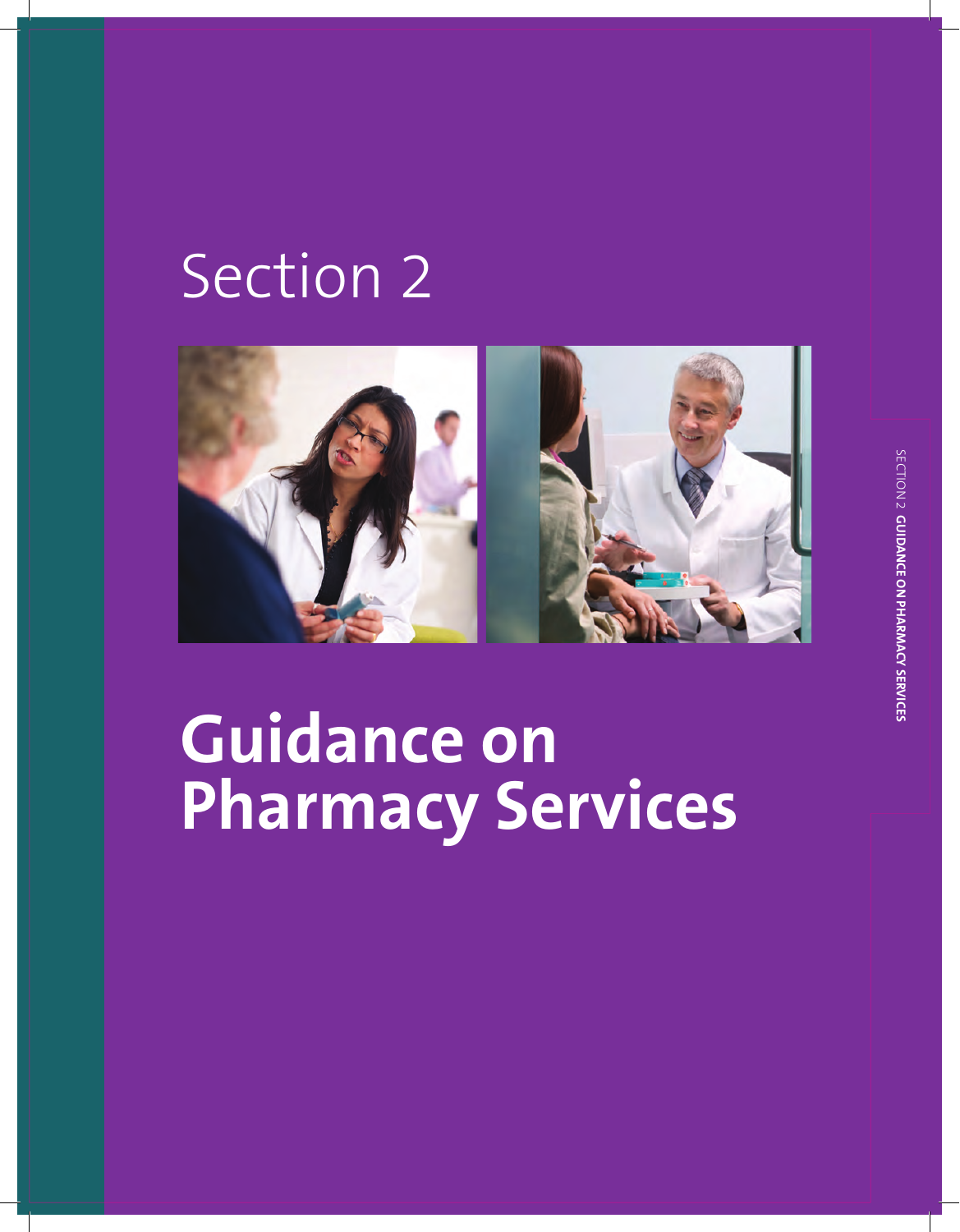# Section 2

# Guidance on Pharmacy Services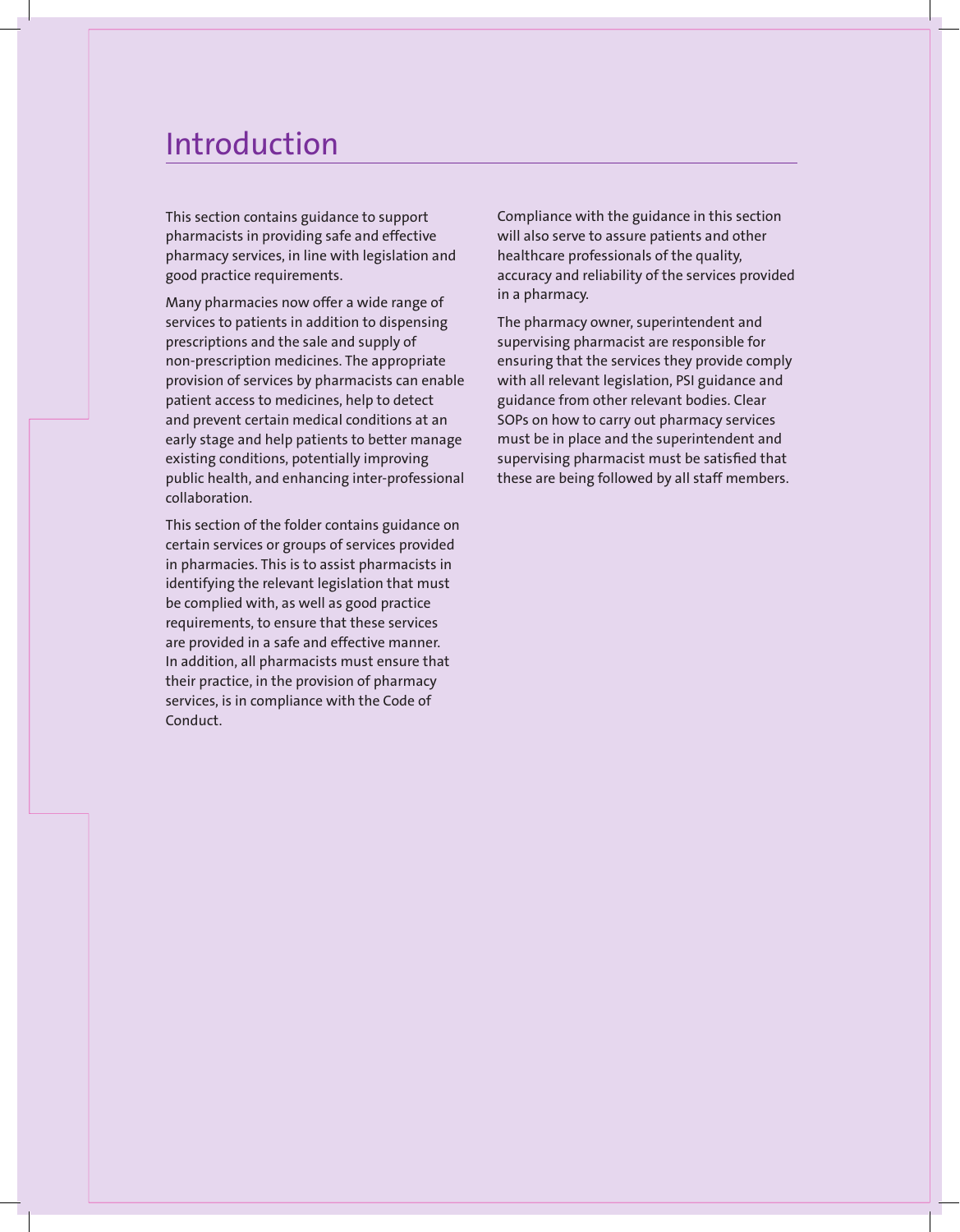# Introduction

This section contains guidance to support pharmacists in providing safe and effective pharmacy services, in line with legislation and good practice requirements.

Many pharmacies now offer a wide range of services to patients in addition to dispensing prescriptions and the sale and supply of non-prescription medicines. The appropriate provision of services by pharmacists can enable patient access to medicines, help to detect and prevent certain medical conditions at an early stage and help patients to better manage existing conditions, potentially improving public health, and enhancing inter-professional collaboration.

This section of the folder contains guidance on certain services or groups of services provided in pharmacies. This is to assist pharmacists in identifying the relevant legislation that must be complied with, as well as good practice requirements, to ensure that these services are provided in a safe and effective manner. In addition, all pharmacists must ensure that their practice, in the provision of pharmacy services, is in compliance with the Code of Conduct.

Compliance with the guidance in this section will also serve to assure patients and other healthcare professionals of the quality, accuracy and reliability of the services provided in a pharmacy.

The pharmacy owner, superintendent and supervising pharmacist are responsible for ensuring that the services they provide comply with all relevant legislation, PSI guidance and guidance from other relevant bodies. Clear SOPs on how to carry out pharmacy services must be in place and the superintendent and supervising pharmacist must be satisfied that these are being followed by all staff members.